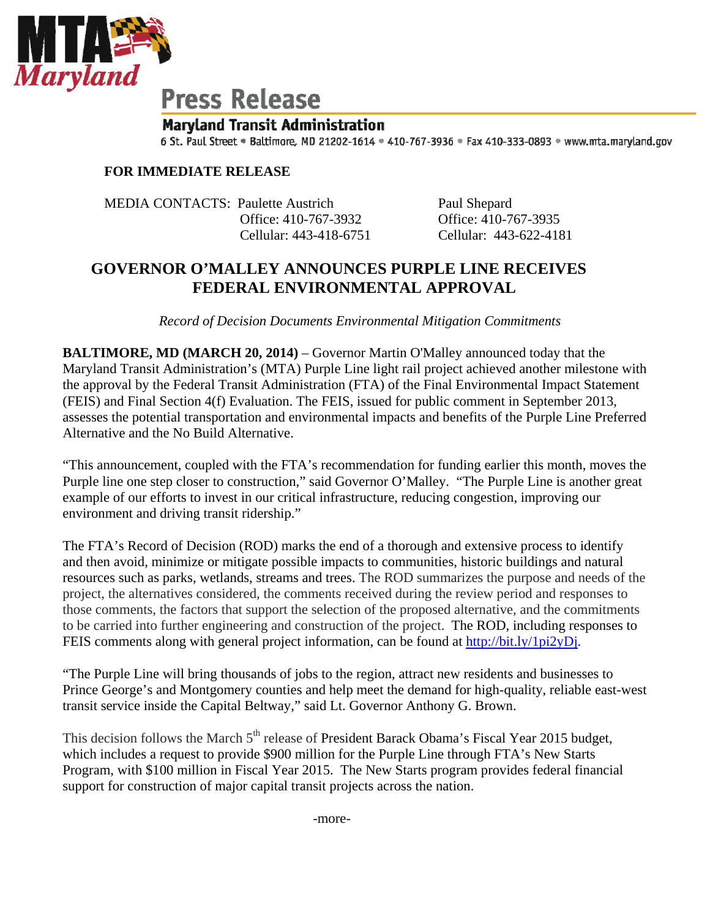MTA Maryland

# Press Release

**Maryland Transit Administration**

6 St. Paul Street • Baltimore, MD 21202-1614 • 410-767-3936 • Fax 410-333-0893 • www.mta.maryland.gov

**FOR IMMEDIATE RELEASE**

MEDIA CONTACTS: Paulette Austrich
Office: 410-767-3932
Cellular: 443-418-6751

Paul Shepard
Office: 410-767-3935
Cellular: 443-622-4181

## GOVERNOR O'MALLEY ANNOUNCES PURPLE LINE RECEIVES FEDERAL ENVIRONMENTAL APPROVAL

*Record of Decision Documents Environmental Mitigation Commitments*

**BALTIMORE, MD (MARCH 20, 2014)** – Governor Martin O'Malley announced today that the Maryland Transit Administration's (MTA) Purple Line light rail project achieved another milestone with the approval by the Federal Transit Administration (FTA) of the Final Environmental Impact Statement (FEIS) and Final Section 4(f) Evaluation. The FEIS, issued for public comment in September 2013, assesses the potential transportation and environmental impacts and benefits of the Purple Line Preferred Alternative and the No Build Alternative.

"This announcement, coupled with the FTA's recommendation for funding earlier this month, moves the Purple line one step closer to construction," said Governor O'Malley. "The Purple Line is another great example of our efforts to invest in our critical infrastructure, reducing congestion, improving our environment and driving transit ridership."

The FTA's Record of Decision (ROD) marks the end of a thorough and extensive process to identify and then avoid, minimize or mitigate possible impacts to communities, historic buildings and natural resources such as parks, wetlands, streams and trees. The ROD summarizes the purpose and needs of the project, the alternatives considered, the comments received during the review period and responses to those comments, the factors that support the selection of the proposed alternative, and the commitments to be carried into further engineering and construction of the project. The ROD, including responses to FEIS comments along with general project information, can be found at http://bit.ly/1pi2yDj.

"The Purple Line will bring thousands of jobs to the region, attract new residents and businesses to Prince George's and Montgomery counties and help meet the demand for high-quality, reliable east-west transit service inside the Capital Beltway," said Lt. Governor Anthony G. Brown.

This decision follows the March 5th release of President Barack Obama's Fiscal Year 2015 budget, which includes a request to provide $900 million for the Purple Line through FTA's New Starts Program, with $100 million in Fiscal Year 2015. The New Starts program provides federal financial support for construction of major capital transit projects across the nation.

-more-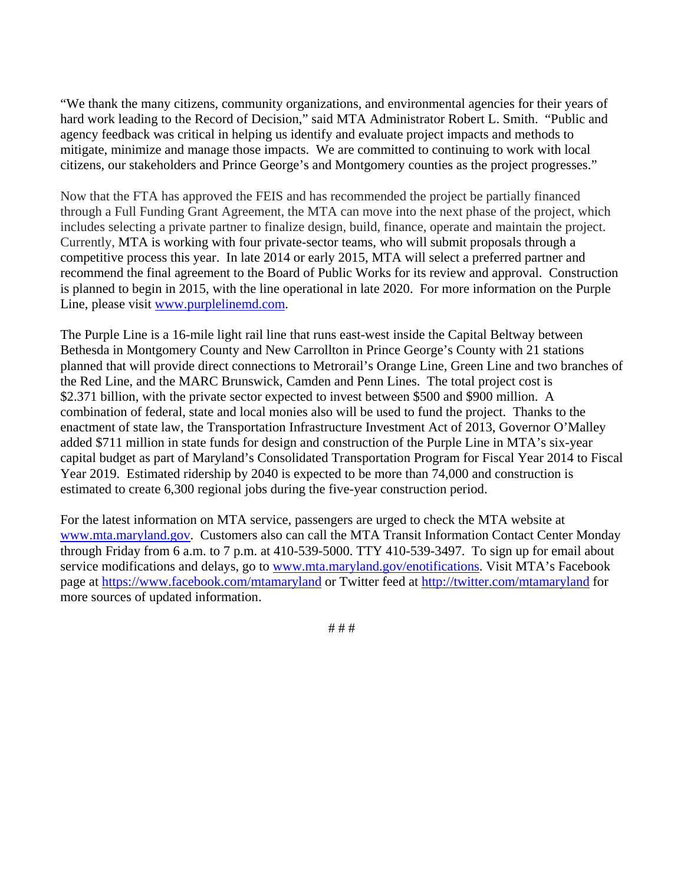"We thank the many citizens, community organizations, and environmental agencies for their years of hard work leading to the Record of Decision," said MTA Administrator Robert L. Smith. "Public and agency feedback was critical in helping us identify and evaluate project impacts and methods to mitigate, minimize and manage those impacts. We are committed to continuing to work with local citizens, our stakeholders and Prince George's and Montgomery counties as the project progresses."

Now that the FTA has approved the FEIS and has recommended the project be partially financed through a Full Funding Grant Agreement, the MTA can move into the next phase of the project, which includes selecting a private partner to finalize design, build, finance, operate and maintain the project. Currently, MTA is working with four private-sector teams, who will submit proposals through a competitive process this year. In late 2014 or early 2015, MTA will select a preferred partner and recommend the final agreement to the Board of Public Works for its review and approval. Construction is planned to begin in 2015, with the line operational in late 2020. For more information on the Purple Line, please visit [www.purplelinemd.com](http://www.purplelinemd.com).

The Purple Line is a 16-mile light rail line that runs east-west inside the Capital Beltway between Bethesda in Montgomery County and New Carrollton in Prince George's County with 21 stations planned that will provide direct connections to Metrorail's Orange Line, Green Line and two branches of the Red Line, and the MARC Brunswick, Camden and Penn Lines. The total project cost is $2.371 billion, with the private sector expected to invest between $500 and $900 million. A combination of federal, state and local monies also will be used to fund the project. Thanks to the enactment of state law, the Transportation Infrastructure Investment Act of 2013, Governor O'Malley added $711 million in state funds for design and construction of the Purple Line in MTA's six-year capital budget as part of Maryland's Consolidated Transportation Program for Fiscal Year 2014 to Fiscal Year 2019. Estimated ridership by 2040 is expected to be more than 74,000 and construction is estimated to create 6,300 regional jobs during the five-year construction period.

For the latest information on MTA service, passengers are urged to check the MTA website at [www.mta.maryland.gov](http://www.mta.maryland.gov). Customers also can call the MTA Transit Information Contact Center Monday through Friday from 6 a.m. to 7 p.m. at 410-539-5000. TTY 410-539-3497. To sign up for email about service modifications and delays, go to [www.mta.maryland.gov/enotifications](http://www.mta.maryland.gov/enotifications). Visit MTA's Facebook page at [https://www.facebook.com/mtamaryland](https://www.facebook.com/mtamaryland) or Twitter feed at [http://twitter.com/mtamaryland](http://twitter.com/mtamaryland) for more sources of updated information.

# # #